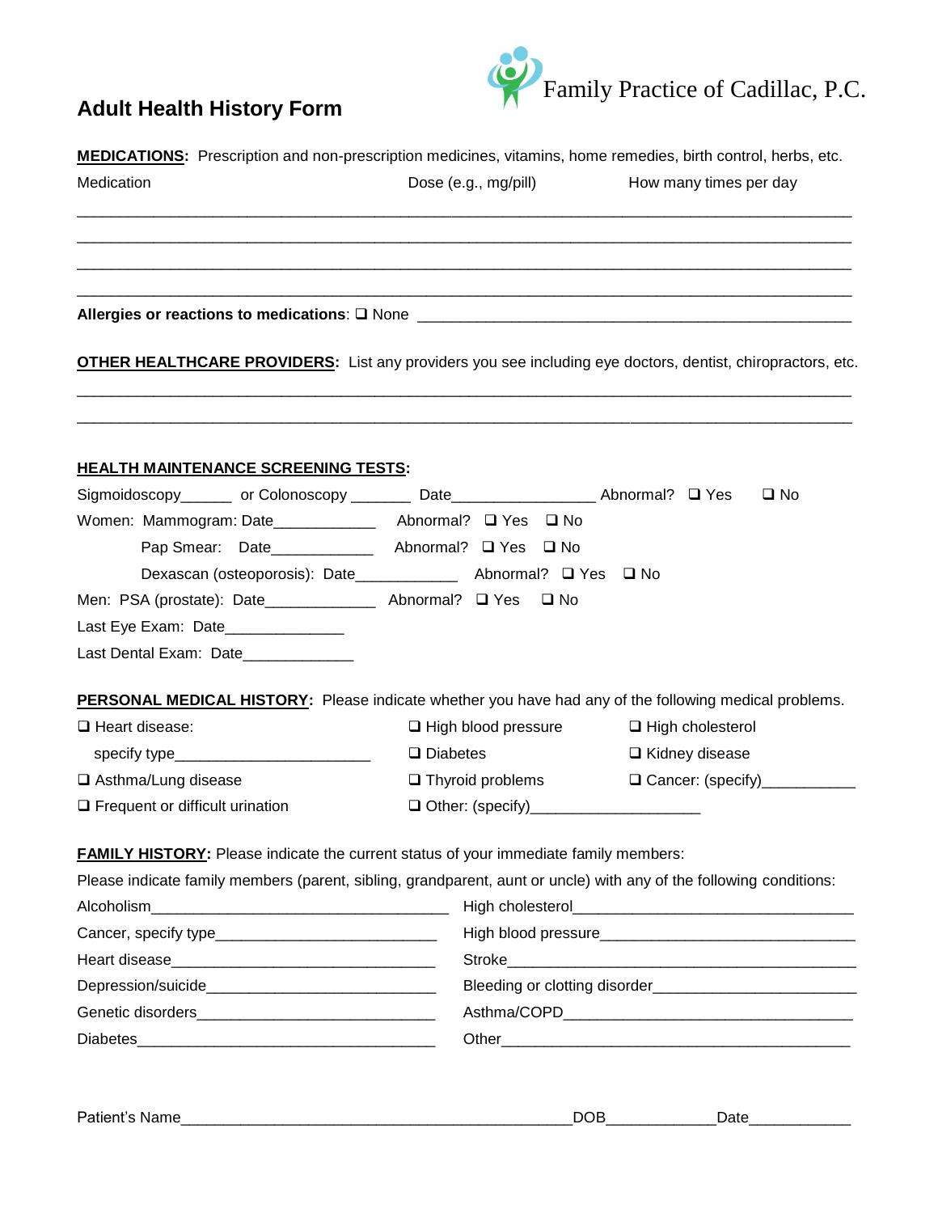# Adult Health History Form

Family Practice of Cadillac, P.C.

**MEDICATIONS:** Prescription and non-prescription medicines, vitamins, home remedies, birth control, herbs, etc.

| Medication | Dose (e.g., mg/pill) | How many times per day |
| --- | --- | --- |
| | | |
| | | |
| | | |
| | | |

**Allergies or reactions to medications**: ❑ None ______________________________________________

**OTHER HEALTHCARE PROVIDERS:** List any providers you see including eye doctors, dentist, chiropractors, etc.

______________________________________________________________________________

______________________________________________________________________________

**HEALTH MAINTENANCE SCREENING TESTS:**

Sigmoidoscopy______ or Colonoscopy _______ Date________________ Abnormal? ❑ Yes ❑ No

Women: Mammogram: Date____________ Abnormal? ❑ Yes ❑ No

Pap Smear: Date____________ Abnormal? ❑ Yes ❑ No

Dexascan (osteoporosis): Date____________ Abnormal? ❑ Yes ❑ No

Men: PSA (prostate): Date_____________ Abnormal? ❑ Yes ❑ No

Last Eye Exam: Date______________

Last Dental Exam: Date_____________

**PERSONAL MEDICAL HISTORY:** Please indicate whether you have had any of the following medical problems.

❑ Heart disease: specify type_______________________

❑ High blood pressure

❑ High cholesterol

❑ Diabetes

❑ Kidney disease

❑ Asthma/Lung disease

❑ Thyroid problems

❑ Cancer: (specify)___________

❑ Frequent or difficult urination

❑ Other: (specify)___________________

**FAMILY HISTORY:** Please indicate the current status of your immediate family members:

Please indicate family members (parent, sibling, grandparent, aunt or uncle) with any of the following conditions:

Alcoholism___________________________________

High cholesterol_______________________________

Cancer, specify type__________________________

High blood pressure____________________________

Heart disease_______________________________

Stroke_______________________________________

Depression/suicide___________________________

Bleeding or clotting disorder_______________________

Genetic disorders____________________________

Asthma/COPD_________________________________

Diabetes____________________________________

Other_______________________________________

Patient's Name_______________________________________________DOB____________Date____________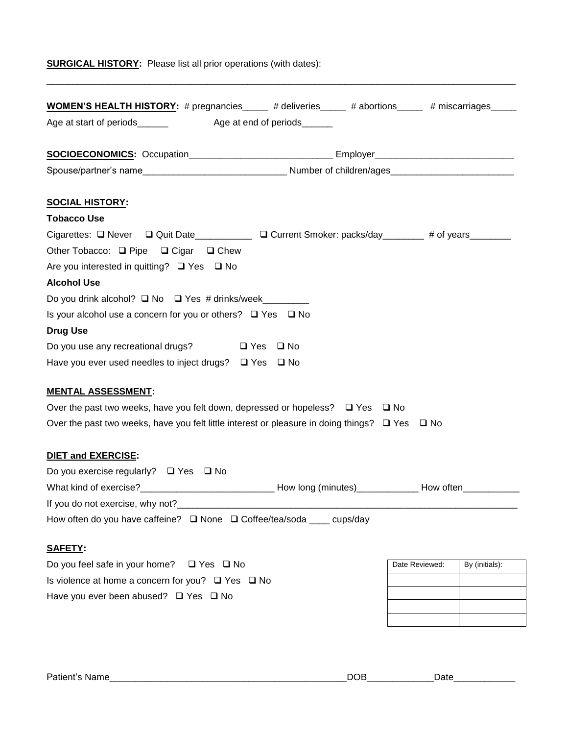**SURGICAL HISTORY:** Please list all prior operations (with dates):

______________________________________________________________________________________

**WOMEN'S HEALTH HISTORY:** # pregnancies_____ # deliveries_____ # abortions_____ # miscarriages_____

Age at start of periods______ Age at end of periods______

**SOCIOECONOMICS:** Occupation___________________________ Employer__________________________

Spouse/partner's name___________________________ Number of children/ages_______________________

**SOCIAL HISTORY:**

**Tobacco Use**

Cigarettes: ❑ Never ❑ Quit Date___________ ❑ Current Smoker: packs/day________ # of years________

Other Tobacco: ❑ Pipe ❑ Cigar ❑ Chew

Are you interested in quitting? ❑ Yes ❑ No

**Alcohol Use**

Do you drink alcohol? ❑ No ❑ Yes # drinks/week_________

Is your alcohol use a concern for you or others? ❑ Yes ❑ No

**Drug Use**

Do you use any recreational drugs? ❑ Yes ❑ No

Have you ever used needles to inject drugs? ❑ Yes ❑ No

**MENTAL ASSESSMENT:**

Over the past two weeks, have you felt down, depressed or hopeless? ❑ Yes ❑ No

Over the past two weeks, have you felt little interest or pleasure in doing things? ❑ Yes ❑ No

**DIET and EXERCISE:**

Do you exercise regularly? ❑ Yes ❑ No

What kind of exercise?__________________________ How long (minutes)____________ How often___________

If you do not exercise, why not?_____________________________________________________________________

How often do you have caffeine? ❑ None ❑ Coffee/tea/soda ____ cups/day

**SAFETY:**

Do you feel safe in your home? ❑ Yes ❑ No

Is violence at home a concern for you? ❑ Yes ❑ No

Have you ever been abused? ❑ Yes ❑ No

| Date Reviewed: | By (initials): |
|---|---|
| | |
| | |
| | |
| | |

Patient's Name_______________________________________________DOB_____________Date____________